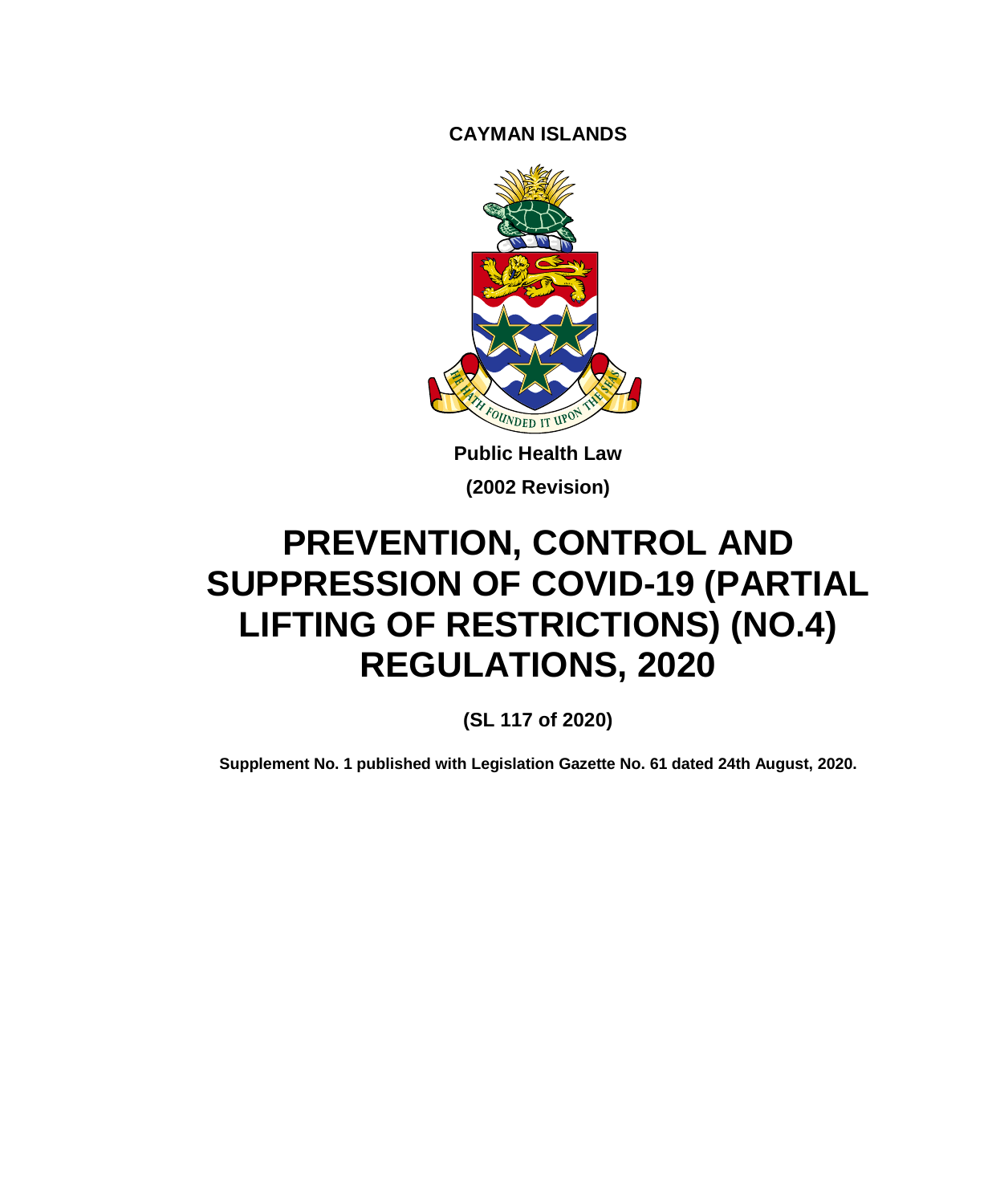**CAYMAN ISLANDS**

**Public Health Law**

**(2002 Revision)**

# PREVENTION, CONTROL AND SUPPRESSION OF COVID-19 (PARTIAL LIFTING OF RESTRICTIONS) (NO.4) REGULATIONS, 2020

**(SL 117 of 2020)**

**Supplement No. 1 published with Legislation Gazette No. 61 dated 24th August, 2020.**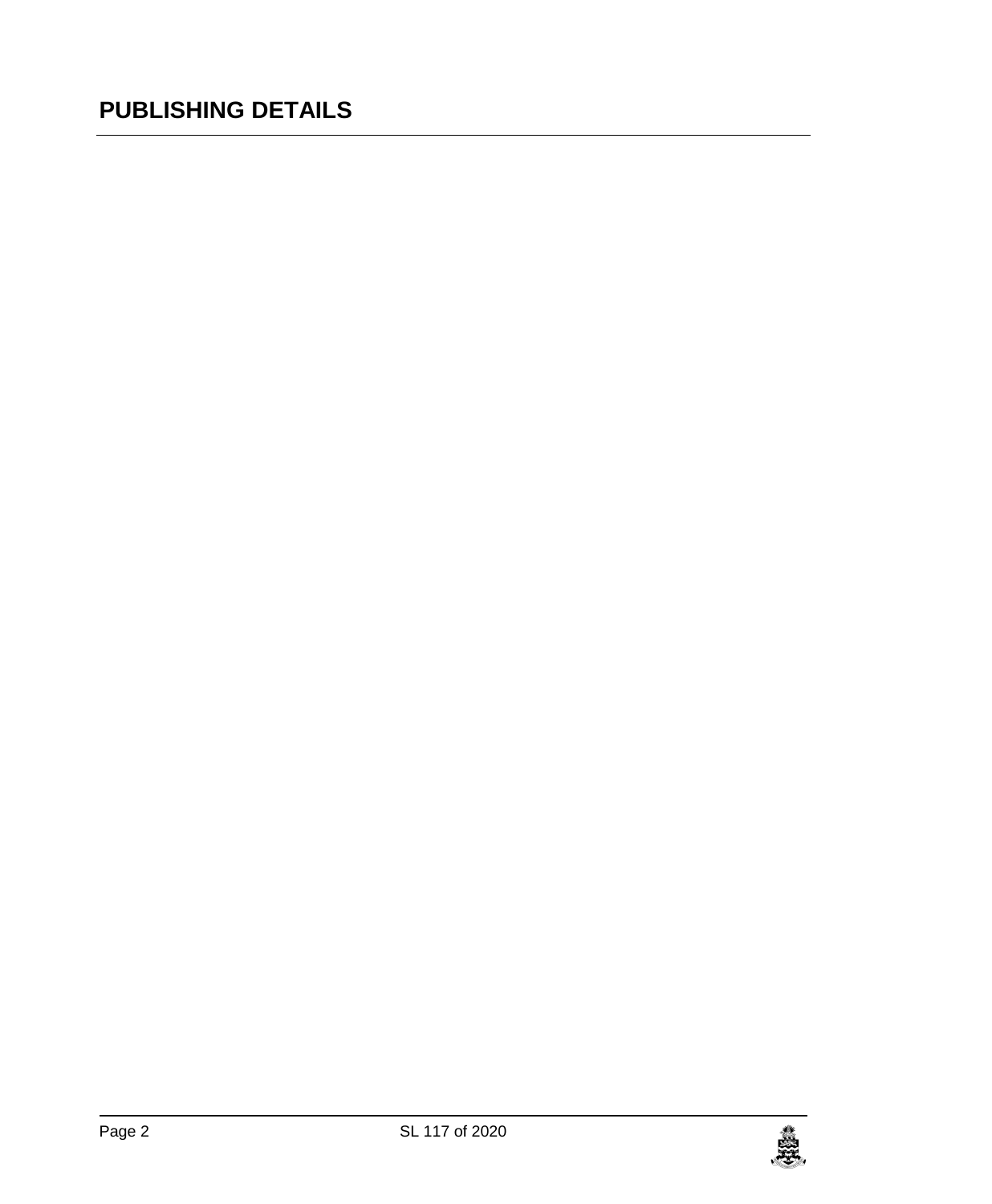## PUBLISHING DETAILS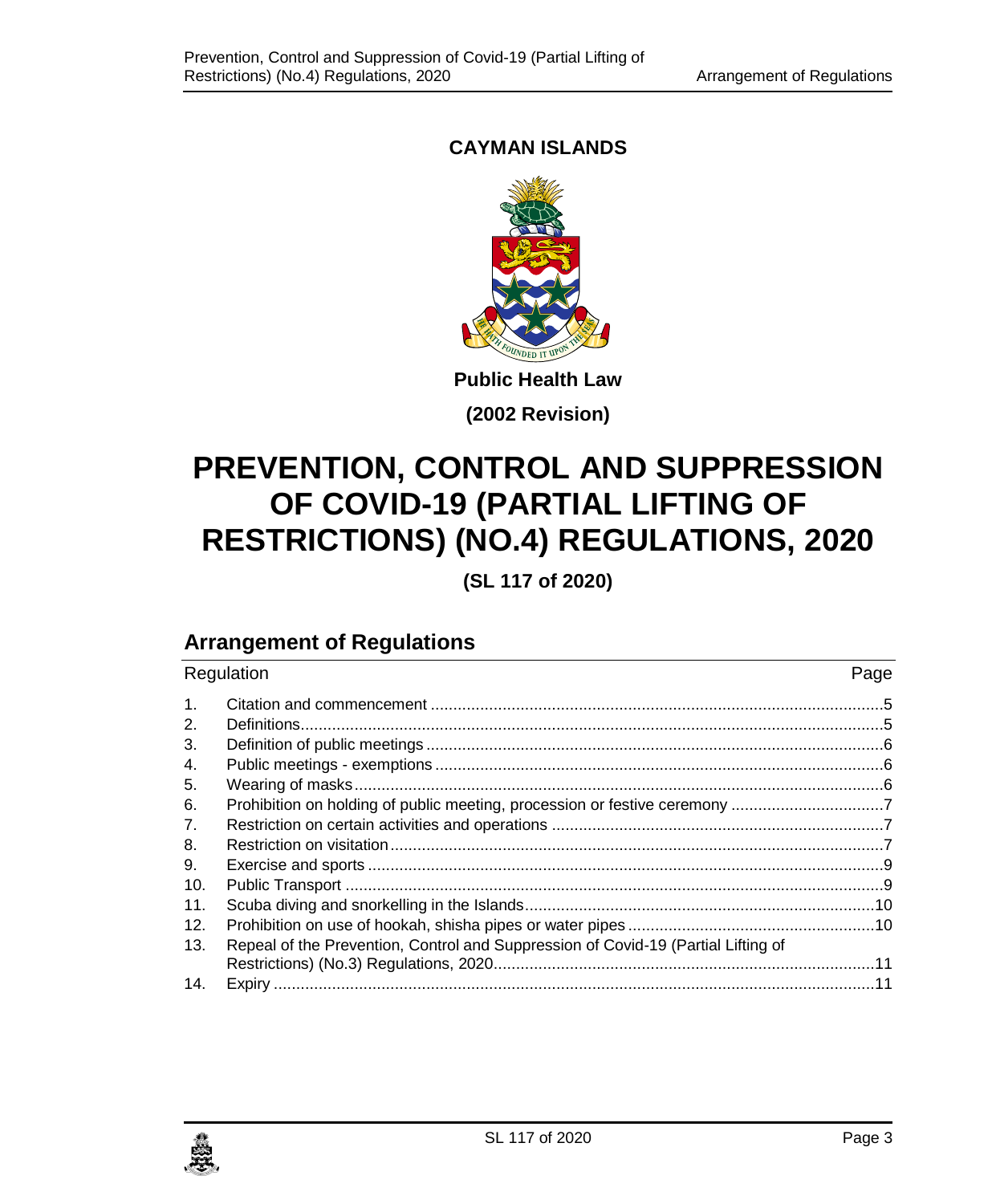**CAYMAN ISLANDS**

**Public Health Law**

**(2002 Revision)**

# PREVENTION, CONTROL AND SUPPRESSION OF COVID-19 (PARTIAL LIFTING OF RESTRICTIONS) (NO.4) REGULATIONS, 2020

**(SL 117 of 2020)**

## Arrangement of Regulations

| Regulation | | Page |
|---|---|---|
| 1. | Citation and commencement | 5 |
| 2. | Definitions | 5 |
| 3. | Definition of public meetings | 6 |
| 4. | Public meetings - exemptions | 6 |
| 5. | Wearing of masks | 6 |
| 6. | Prohibition on holding of public meeting, procession or festive ceremony | 7 |
| 7. | Restriction on certain activities and operations | 7 |
| 8. | Restriction on visitation | 7 |
| 9. | Exercise and sports | 9 |
| 10. | Public Transport | 9 |
| 11. | Scuba diving and snorkelling in the Islands | 10 |
| 12. | Prohibition on use of hookah, shisha pipes or water pipes | 10 |
| 13. | Repeal of the Prevention, Control and Suppression of Covid-19 (Partial Lifting of Restrictions) (No.3) Regulations, 2020 | 11 |
| 14. | Expiry | 11 |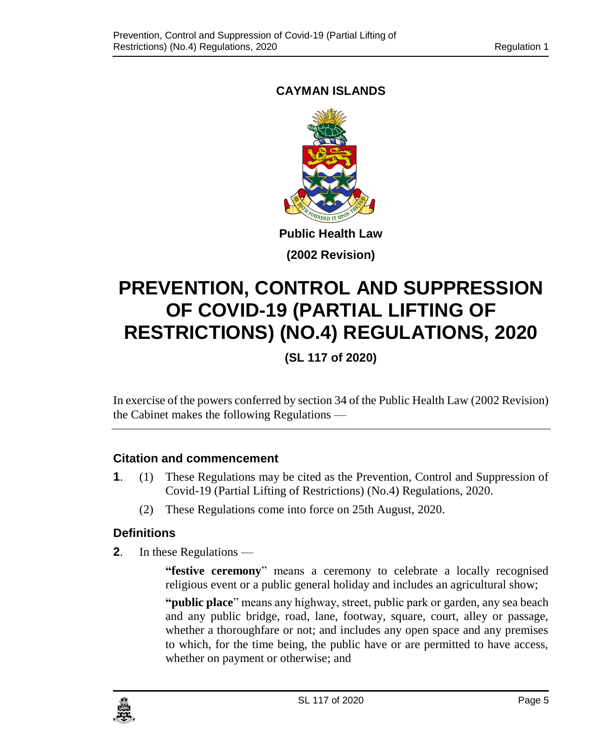**CAYMAN ISLANDS**

**Public Health Law**

**(2002 Revision)**

# PREVENTION, CONTROL AND SUPPRESSION OF COVID-19 (PARTIAL LIFTING OF RESTRICTIONS) (NO.4) REGULATIONS, 2020

**(SL 117 of 2020)**

In exercise of the powers conferred by section 34 of the Public Health Law (2002 Revision) the Cabinet makes the following Regulations —

### Citation and commencement

**1**. (1) These Regulations may be cited as the Prevention, Control and Suppression of Covid-19 (Partial Lifting of Restrictions) (No.4) Regulations, 2020.

(2) These Regulations come into force on 25th August, 2020.

### Definitions

**2**. In these Regulations —

"**festive ceremony**" means a ceremony to celebrate a locally recognised religious event or a public general holiday and includes an agricultural show;

"**public place**" means any highway, street, public park or garden, any sea beach and any public bridge, road, lane, footway, square, court, alley or passage, whether a thoroughfare or not; and includes any open space and any premises to which, for the time being, the public have or are permitted to have access, whether on payment or otherwise; and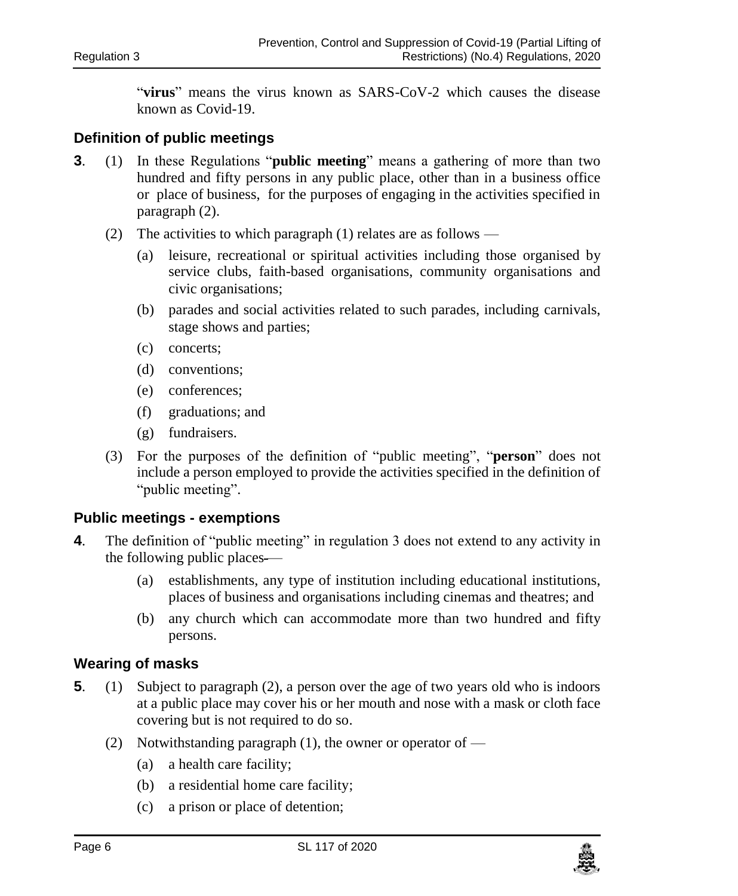"**virus**" means the virus known as SARS-CoV-2 which causes the disease known as Covid-19.

### Definition of public meetings

**3**. (1) In these Regulations "**public meeting**" means a gathering of more than two hundred and fifty persons in any public place, other than in a business office or place of business, for the purposes of engaging in the activities specified in paragraph (2).

(2) The activities to which paragraph (1) relates are as follows —

- (a) leisure, recreational or spiritual activities including those organised by service clubs, faith-based organisations, community organisations and civic organisations;
- (b) parades and social activities related to such parades, including carnivals, stage shows and parties;
- (c) concerts;
- (d) conventions;
- (e) conferences;
- (f) graduations; and
- (g) fundraisers.

(3) For the purposes of the definition of "public meeting", "**person**" does not include a person employed to provide the activities specified in the definition of "public meeting".

### Public meetings - exemptions

**4**. The definition of "public meeting" in regulation 3 does not extend to any activity in the following public places —

- (a) establishments, any type of institution including educational institutions, places of business and organisations including cinemas and theatres; and
- (b) any church which can accommodate more than two hundred and fifty persons.

### Wearing of masks

**5**. (1) Subject to paragraph (2), a person over the age of two years old who is indoors at a public place may cover his or her mouth and nose with a mask or cloth face covering but is not required to do so.

(2) Notwithstanding paragraph (1), the owner or operator of —

- (a) a health care facility;
- (b) a residential home care facility;
- (c) a prison or place of detention;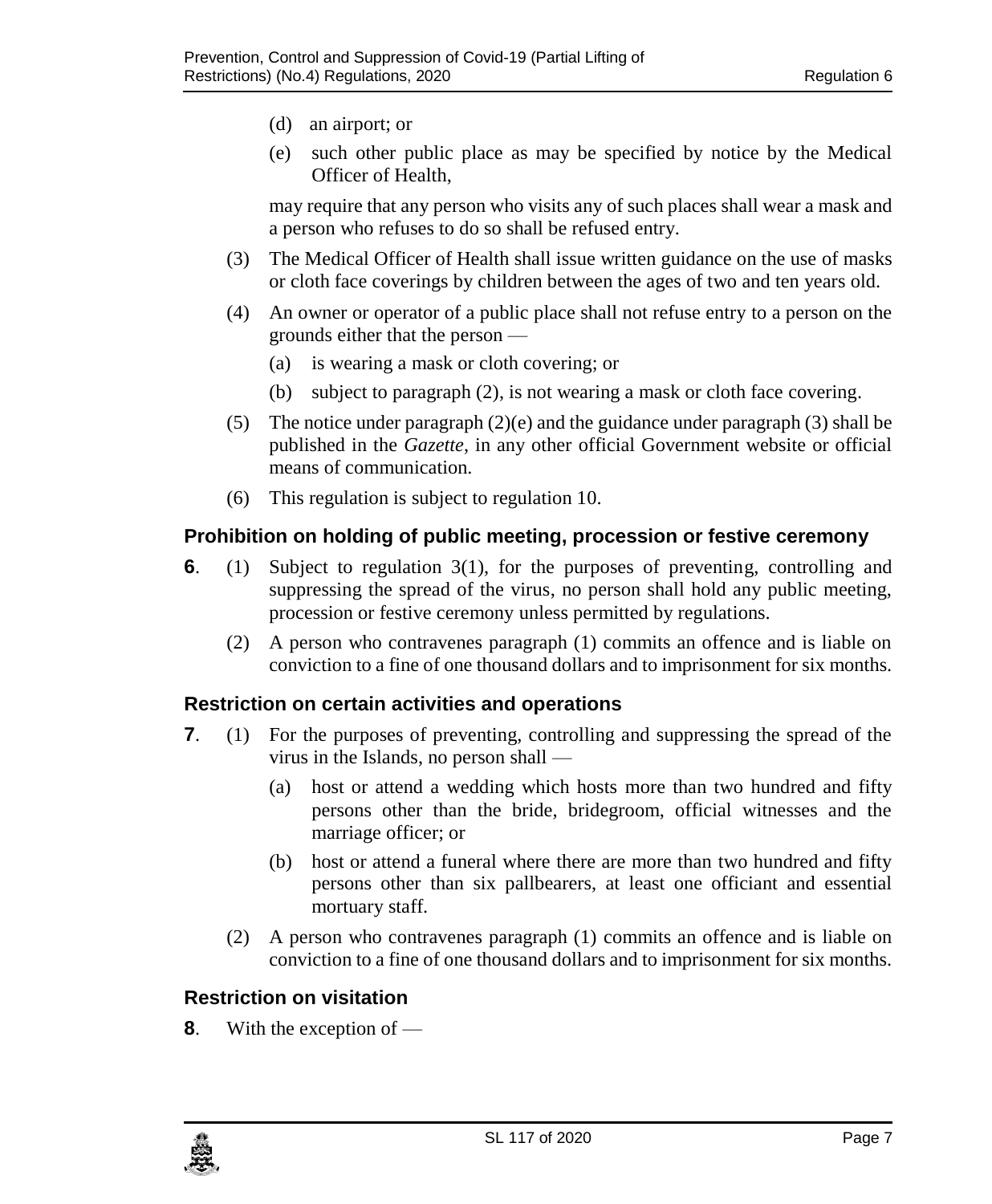(d) an airport; or

(e) such other public place as may be specified by notice by the Medical Officer of Health,

may require that any person who visits any of such places shall wear a mask and a person who refuses to do so shall be refused entry.

(3) The Medical Officer of Health shall issue written guidance on the use of masks or cloth face coverings by children between the ages of two and ten years old.

(4) An owner or operator of a public place shall not refuse entry to a person on the grounds either that the person —

(a) is wearing a mask or cloth covering; or

(b) subject to paragraph (2), is not wearing a mask or cloth face covering.

(5) The notice under paragraph (2)(e) and the guidance under paragraph (3) shall be published in the *Gazette*, in any other official Government website or official means of communication.

(6) This regulation is subject to regulation 10.

### Prohibition on holding of public meeting, procession or festive ceremony

**6**. (1) Subject to regulation 3(1), for the purposes of preventing, controlling and suppressing the spread of the virus, no person shall hold any public meeting, procession or festive ceremony unless permitted by regulations.

(2) A person who contravenes paragraph (1) commits an offence and is liable on conviction to a fine of one thousand dollars and to imprisonment for six months.

### Restriction on certain activities and operations

**7**. (1) For the purposes of preventing, controlling and suppressing the spread of the virus in the Islands, no person shall —

(a) host or attend a wedding which hosts more than two hundred and fifty persons other than the bride, bridegroom, official witnesses and the marriage officer; or

(b) host or attend a funeral where there are more than two hundred and fifty persons other than six pallbearers, at least one officiant and essential mortuary staff.

(2) A person who contravenes paragraph (1) commits an offence and is liable on conviction to a fine of one thousand dollars and to imprisonment for six months.

### Restriction on visitation

**8**. With the exception of —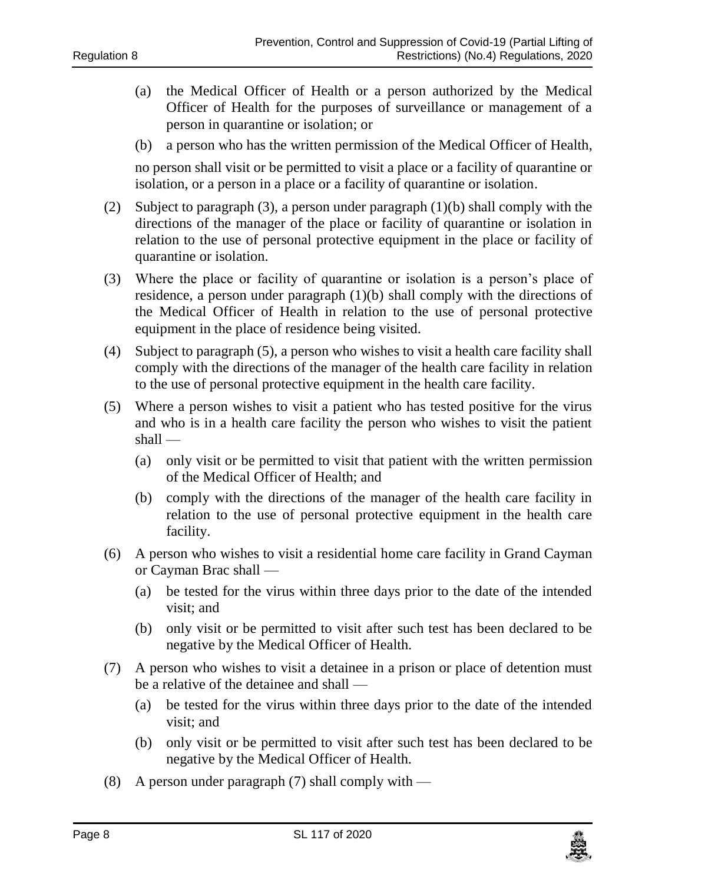(a) the Medical Officer of Health or a person authorized by the Medical Officer of Health for the purposes of surveillance or management of a person in quarantine or isolation; or

(b) a person who has the written permission of the Medical Officer of Health,

no person shall visit or be permitted to visit a place or a facility of quarantine or isolation, or a person in a place or a facility of quarantine or isolation.

(2) Subject to paragraph (3), a person under paragraph (1)(b) shall comply with the directions of the manager of the place or facility of quarantine or isolation in relation to the use of personal protective equipment in the place or facility of quarantine or isolation.

(3) Where the place or facility of quarantine or isolation is a person's place of residence, a person under paragraph (1)(b) shall comply with the directions of the Medical Officer of Health in relation to the use of personal protective equipment in the place of residence being visited.

(4) Subject to paragraph (5), a person who wishes to visit a health care facility shall comply with the directions of the manager of the health care facility in relation to the use of personal protective equipment in the health care facility.

(5) Where a person wishes to visit a patient who has tested positive for the virus and who is in a health care facility the person who wishes to visit the patient shall —

(a) only visit or be permitted to visit that patient with the written permission of the Medical Officer of Health; and

(b) comply with the directions of the manager of the health care facility in relation to the use of personal protective equipment in the health care facility.

(6) A person who wishes to visit a residential home care facility in Grand Cayman or Cayman Brac shall —

(a) be tested for the virus within three days prior to the date of the intended visit; and

(b) only visit or be permitted to visit after such test has been declared to be negative by the Medical Officer of Health.

(7) A person who wishes to visit a detainee in a prison or place of detention must be a relative of the detainee and shall —

(a) be tested for the virus within three days prior to the date of the intended visit; and

(b) only visit or be permitted to visit after such test has been declared to be negative by the Medical Officer of Health.

(8) A person under paragraph (7) shall comply with —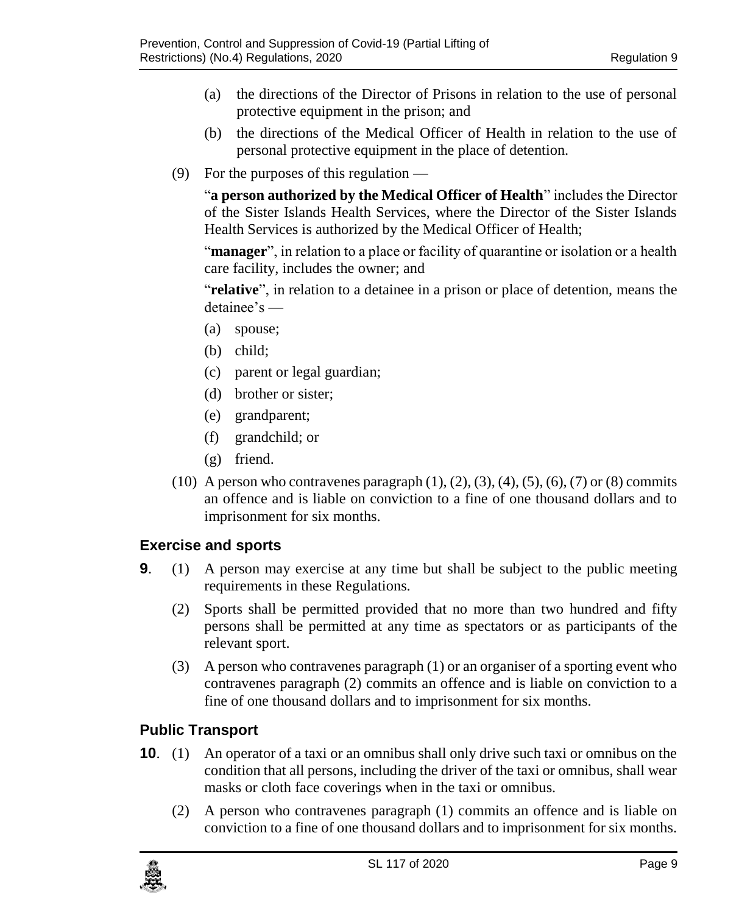(a) the directions of the Director of Prisons in relation to the use of personal protective equipment in the prison; and

(b) the directions of the Medical Officer of Health in relation to the use of personal protective equipment in the place of detention.

(9) For the purposes of this regulation —

"**a person authorized by the Medical Officer of Health**" includes the Director of the Sister Islands Health Services, where the Director of the Sister Islands Health Services is authorized by the Medical Officer of Health;

"**manager**", in relation to a place or facility of quarantine or isolation or a health care facility, includes the owner; and

"**relative**", in relation to a detainee in a prison or place of detention, means the detainee's —

(a) spouse;

(b) child;

(c) parent or legal guardian;

(d) brother or sister;

(e) grandparent;

(f) grandchild; or

(g) friend.

(10) A person who contravenes paragraph (1), (2), (3), (4), (5), (6), (7) or (8) commits an offence and is liable on conviction to a fine of one thousand dollars and to imprisonment for six months.

## Exercise and sports

**9**. (1) A person may exercise at any time but shall be subject to the public meeting requirements in these Regulations.

(2) Sports shall be permitted provided that no more than two hundred and fifty persons shall be permitted at any time as spectators or as participants of the relevant sport.

(3) A person who contravenes paragraph (1) or an organiser of a sporting event who contravenes paragraph (2) commits an offence and is liable on conviction to a fine of one thousand dollars and to imprisonment for six months.

## Public Transport

**10**. (1) An operator of a taxi or an omnibus shall only drive such taxi or omnibus on the condition that all persons, including the driver of the taxi or omnibus, shall wear masks or cloth face coverings when in the taxi or omnibus.

(2) A person who contravenes paragraph (1) commits an offence and is liable on conviction to a fine of one thousand dollars and to imprisonment for six months.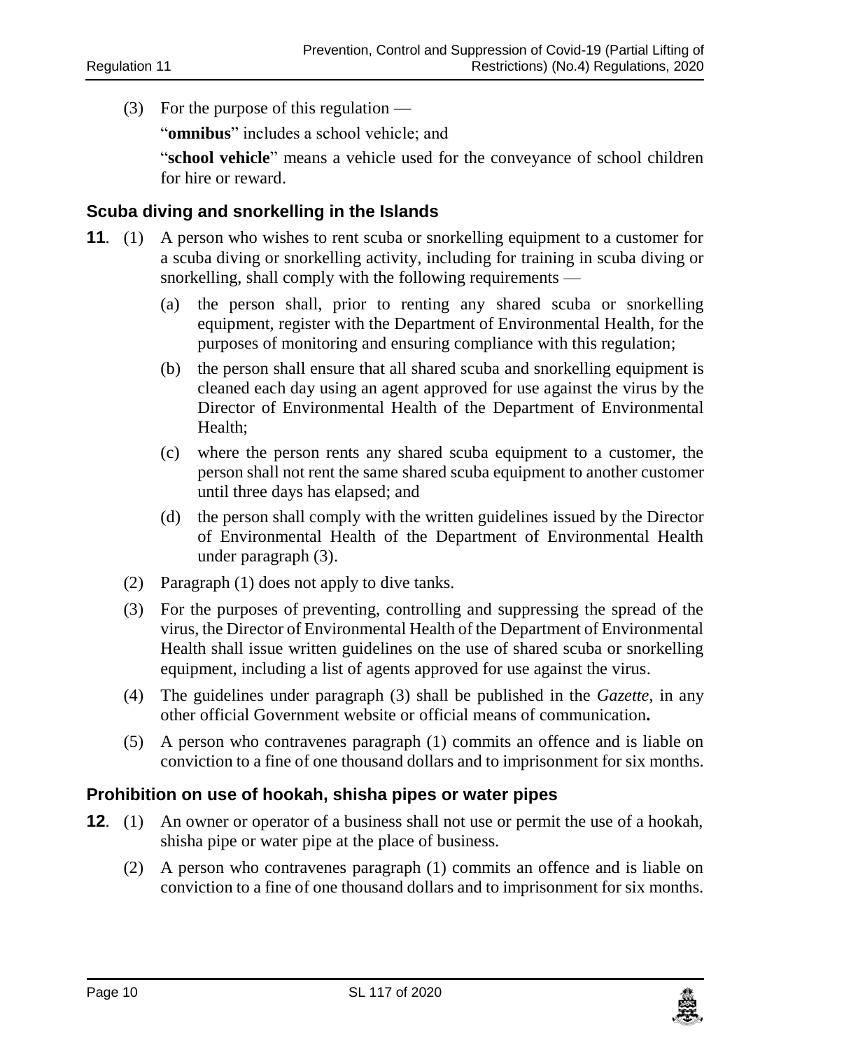(3) For the purpose of this regulation —

"**omnibus**" includes a school vehicle; and

"**school vehicle**" means a vehicle used for the conveyance of school children for hire or reward.

### Scuba diving and snorkelling in the Islands

**11**. (1) A person who wishes to rent scuba or snorkelling equipment to a customer for a scuba diving or snorkelling activity, including for training in scuba diving or snorkelling, shall comply with the following requirements —

(a) the person shall, prior to renting any shared scuba or snorkelling equipment, register with the Department of Environmental Health, for the purposes of monitoring and ensuring compliance with this regulation;

(b) the person shall ensure that all shared scuba and snorkelling equipment is cleaned each day using an agent approved for use against the virus by the Director of Environmental Health of the Department of Environmental Health;

(c) where the person rents any shared scuba equipment to a customer, the person shall not rent the same shared scuba equipment to another customer until three days has elapsed; and

(d) the person shall comply with the written guidelines issued by the Director of Environmental Health of the Department of Environmental Health under paragraph (3).

(2) Paragraph (1) does not apply to dive tanks.

(3) For the purposes of preventing, controlling and suppressing the spread of the virus, the Director of Environmental Health of the Department of Environmental Health shall issue written guidelines on the use of shared scuba or snorkelling equipment, including a list of agents approved for use against the virus.

(4) The guidelines under paragraph (3) shall be published in the *Gazette*, in any other official Government website or official means of communication**.**

(5) A person who contravenes paragraph (1) commits an offence and is liable on conviction to a fine of one thousand dollars and to imprisonment for six months.

### Prohibition on use of hookah, shisha pipes or water pipes

**12**. (1) An owner or operator of a business shall not use or permit the use of a hookah, shisha pipe or water pipe at the place of business.

(2) A person who contravenes paragraph (1) commits an offence and is liable on conviction to a fine of one thousand dollars and to imprisonment for six months.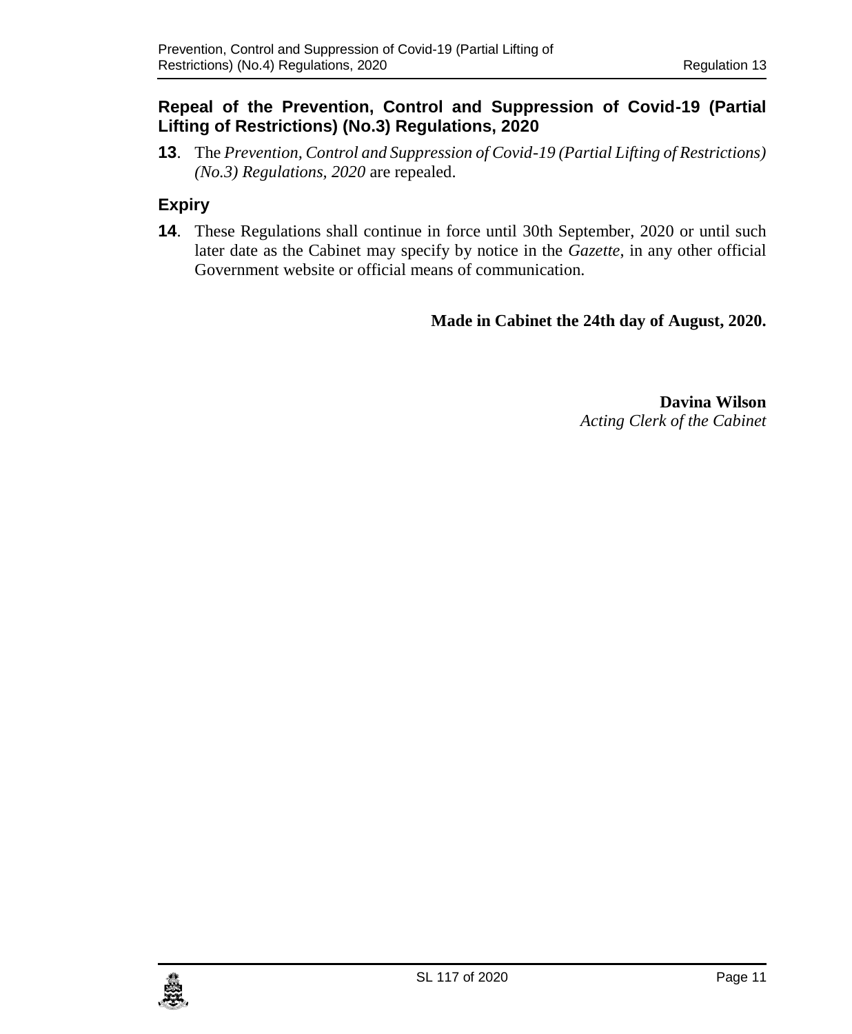## Repeal of the Prevention, Control and Suppression of Covid-19 (Partial Lifting of Restrictions) (No.3) Regulations, 2020

**13**. The *Prevention, Control and Suppression of Covid-19 (Partial Lifting of Restrictions) (No.3) Regulations, 2020* are repealed.

## Expiry

**14**. These Regulations shall continue in force until 30th September, 2020 or until such later date as the Cabinet may specify by notice in the *Gazette*, in any other official Government website or official means of communication.

**Made in Cabinet the 24th day of August, 2020.**

**Davina Wilson**
*Acting Clerk of the Cabinet*